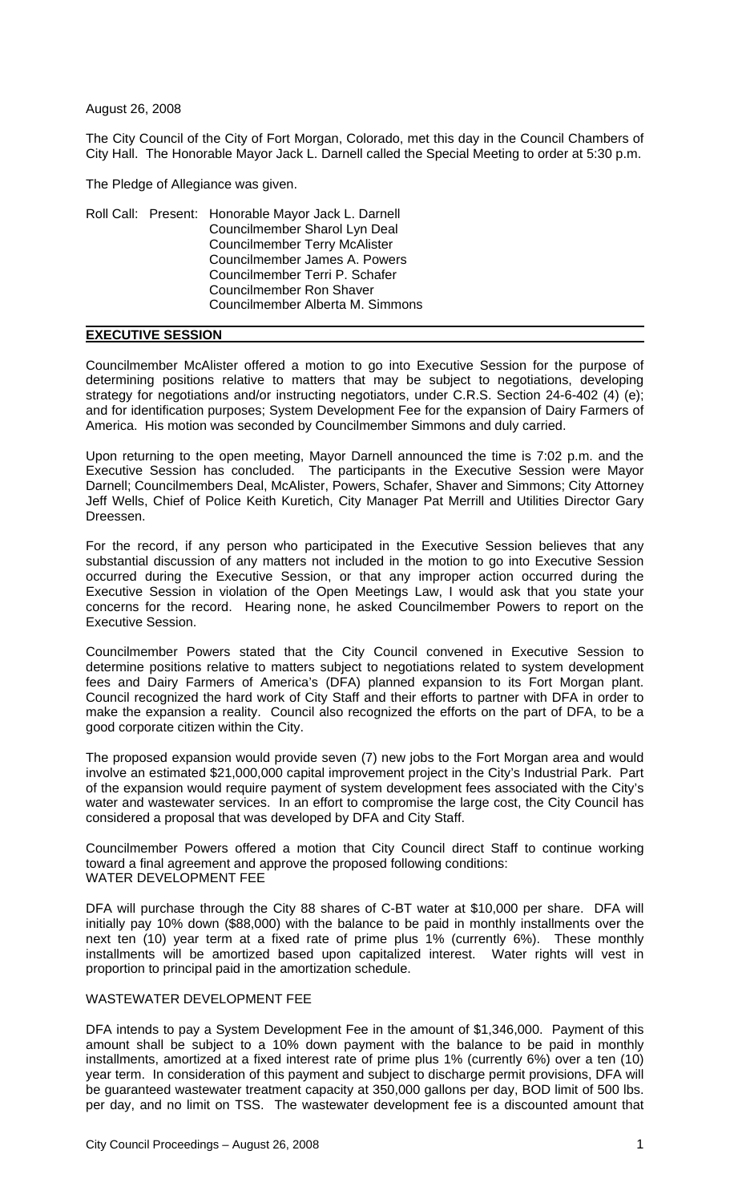August 26, 2008

The City Council of the City of Fort Morgan, Colorado, met this day in the Council Chambers of City Hall. The Honorable Mayor Jack L. Darnell called the Special Meeting to order at 5:30 p.m.

The Pledge of Allegiance was given.

Roll Call: Present: Honorable Mayor Jack L. Darnell
Councilmember Sharol Lyn Deal
Councilmember Terry McAlister
Councilmember James A. Powers
Councilmember Terri P. Schafer
Councilmember Ron Shaver
Councilmember Alberta M. Simmons

## EXECUTIVE SESSION

Councilmember McAlister offered a motion to go into Executive Session for the purpose of determining positions relative to matters that may be subject to negotiations, developing strategy for negotiations and/or instructing negotiators, under C.R.S. Section 24-6-402 (4) (e); and for identification purposes; System Development Fee for the expansion of Dairy Farmers of America. His motion was seconded by Councilmember Simmons and duly carried.

Upon returning to the open meeting, Mayor Darnell announced the time is 7:02 p.m. and the Executive Session has concluded. The participants in the Executive Session were Mayor Darnell; Councilmembers Deal, McAlister, Powers, Schafer, Shaver and Simmons; City Attorney Jeff Wells, Chief of Police Keith Kuretich, City Manager Pat Merrill and Utilities Director Gary Dreessen.

For the record, if any person who participated in the Executive Session believes that any substantial discussion of any matters not included in the motion to go into Executive Session occurred during the Executive Session, or that any improper action occurred during the Executive Session in violation of the Open Meetings Law, I would ask that you state your concerns for the record. Hearing none, he asked Councilmember Powers to report on the Executive Session.

Councilmember Powers stated that the City Council convened in Executive Session to determine positions relative to matters subject to negotiations related to system development fees and Dairy Farmers of America's (DFA) planned expansion to its Fort Morgan plant. Council recognized the hard work of City Staff and their efforts to partner with DFA in order to make the expansion a reality. Council also recognized the efforts on the part of DFA, to be a good corporate citizen within the City.

The proposed expansion would provide seven (7) new jobs to the Fort Morgan area and would involve an estimated $21,000,000 capital improvement project in the City's Industrial Park. Part of the expansion would require payment of system development fees associated with the City's water and wastewater services. In an effort to compromise the large cost, the City Council has considered a proposal that was developed by DFA and City Staff.

Councilmember Powers offered a motion that City Council direct Staff to continue working toward a final agreement and approve the proposed following conditions:

WATER DEVELOPMENT FEE

DFA will purchase through the City 88 shares of C-BT water at $10,000 per share. DFA will initially pay 10% down ($88,000) with the balance to be paid in monthly installments over the next ten (10) year term at a fixed rate of prime plus 1% (currently 6%). These monthly installments will be amortized based upon capitalized interest. Water rights will vest in proportion to principal paid in the amortization schedule.

WASTEWATER DEVELOPMENT FEE

DFA intends to pay a System Development Fee in the amount of $1,346,000. Payment of this amount shall be subject to a 10% down payment with the balance to be paid in monthly installments, amortized at a fixed interest rate of prime plus 1% (currently 6%) over a ten (10) year term. In consideration of this payment and subject to discharge permit provisions, DFA will be guaranteed wastewater treatment capacity at 350,000 gallons per day, BOD limit of 500 lbs. per day, and no limit on TSS. The wastewater development fee is a discounted amount that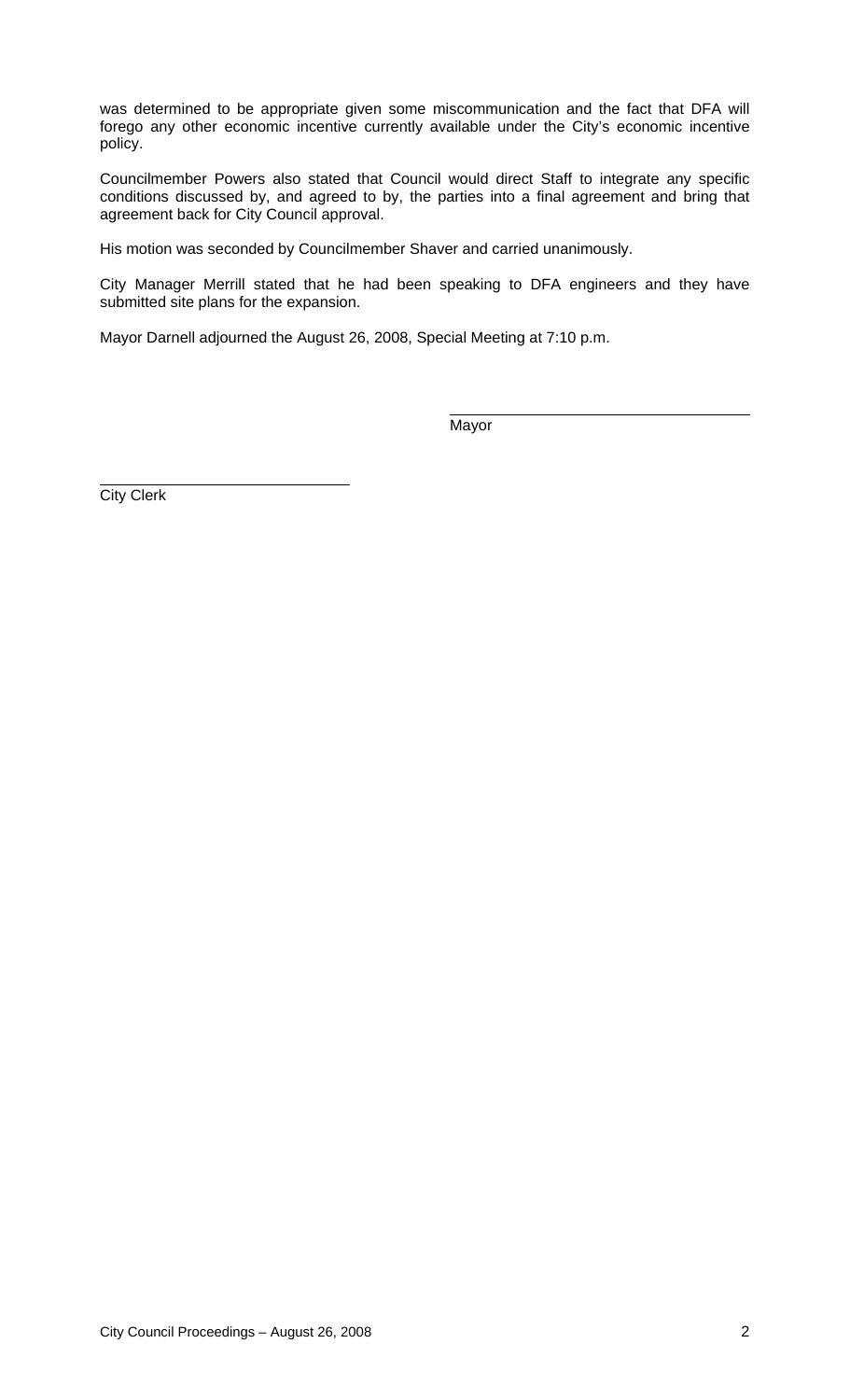was determined to be appropriate given some miscommunication and the fact that DFA will forego any other economic incentive currently available under the City's economic incentive policy.

Councilmember Powers also stated that Council would direct Staff to integrate any specific conditions discussed by, and agreed to by, the parties into a final agreement and bring that agreement back for City Council approval.

His motion was seconded by Councilmember Shaver and carried unanimously.

City Manager Merrill stated that he had been speaking to DFA engineers and they have submitted site plans for the expansion.

Mayor Darnell adjourned the August 26, 2008, Special Meeting at 7:10 p.m.

\_\_\_\_\_\_\_\_\_\_\_\_\_\_\_\_\_\_\_\_\_\_\_\_\_\_\_\_\_\_\_\_\_\_\_\_

Mayor

\_\_\_\_\_\_\_\_\_\_\_\_\_\_\_\_\_\_\_\_\_\_\_\_\_\_\_\_\_\_\_\_\_\_\_\_

City Clerk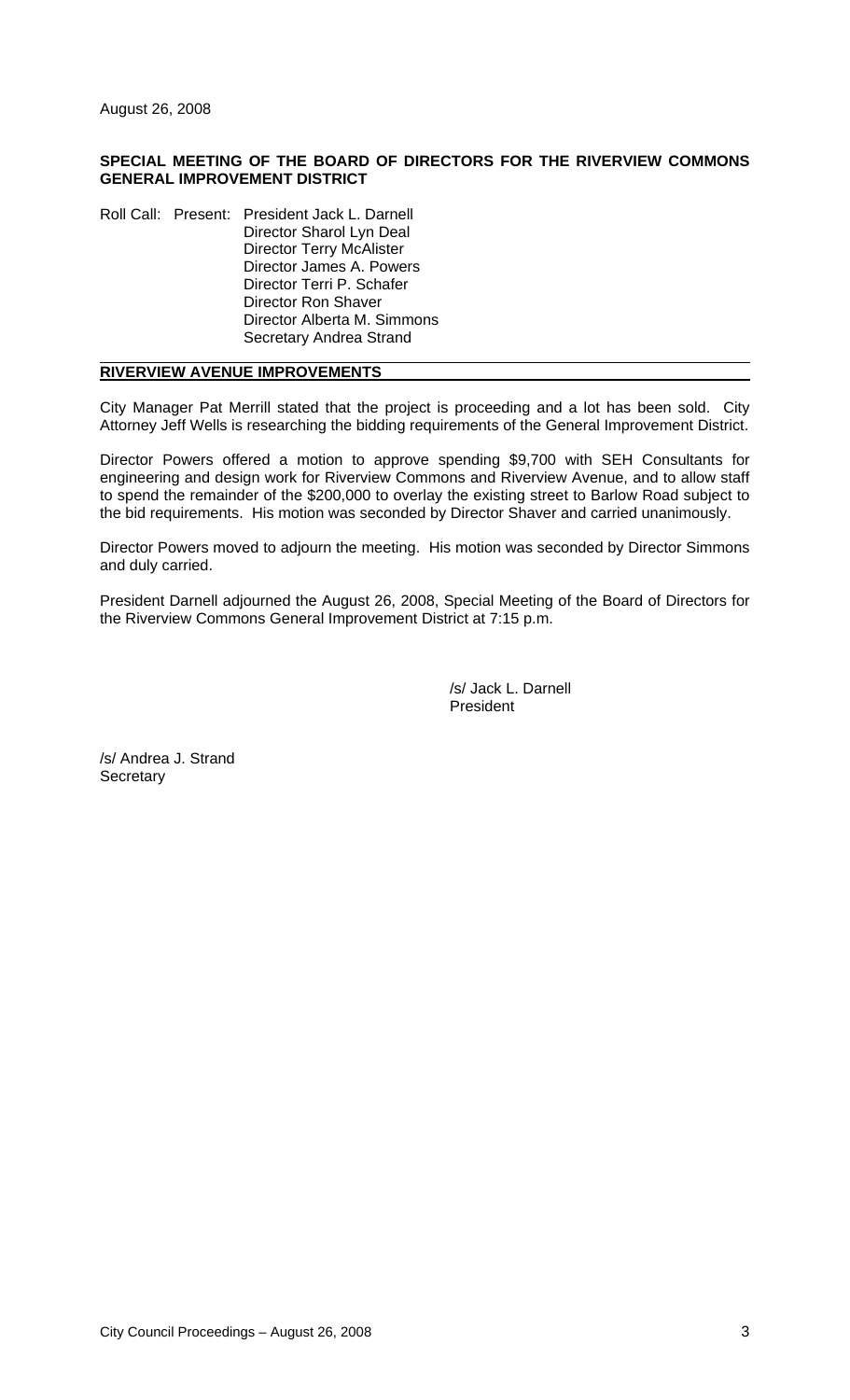August 26, 2008

**SPECIAL MEETING OF THE BOARD OF DIRECTORS FOR THE RIVERVIEW COMMONS GENERAL IMPROVEMENT DISTRICT**

Roll Call: Present: President Jack L. Darnell
Director Sharol Lyn Deal
Director Terry McAlister
Director James A. Powers
Director Terri P. Schafer
Director Ron Shaver
Director Alberta M. Simmons
Secretary Andrea Strand

## RIVERVIEW AVENUE IMPROVEMENTS

City Manager Pat Merrill stated that the project is proceeding and a lot has been sold. City Attorney Jeff Wells is researching the bidding requirements of the General Improvement District.

Director Powers offered a motion to approve spending $9,700 with SEH Consultants for engineering and design work for Riverview Commons and Riverview Avenue, and to allow staff to spend the remainder of the $200,000 to overlay the existing street to Barlow Road subject to the bid requirements. His motion was seconded by Director Shaver and carried unanimously.

Director Powers moved to adjourn the meeting. His motion was seconded by Director Simmons and duly carried.

President Darnell adjourned the August 26, 2008, Special Meeting of the Board of Directors for the Riverview Commons General Improvement District at 7:15 p.m.

/s/ Jack L. Darnell
President

/s/ Andrea J. Strand
Secretary